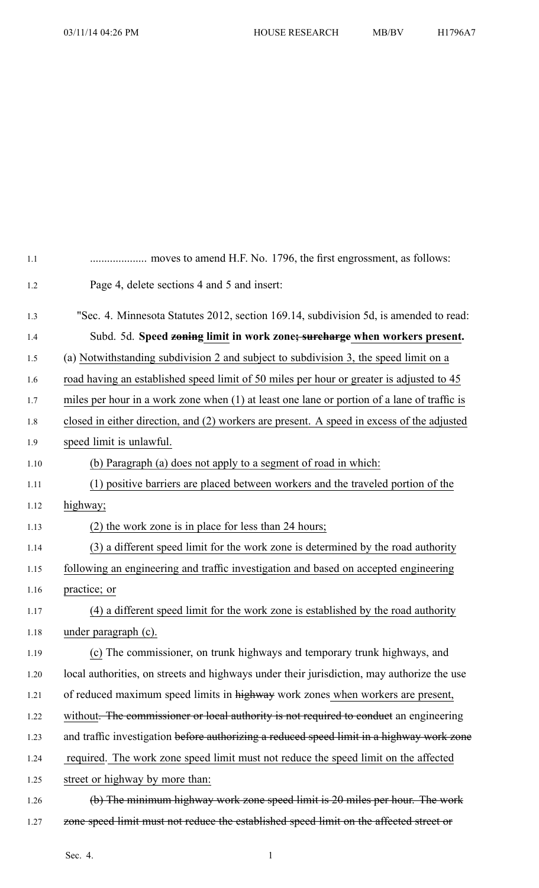.................... moves to amend H.F. No. 1796, the first engrossment, as follows:

Page 4, delete sections 4 and 5 and insert:

"Sec. 4. Minnesota Statutes 2012, section 169.14, subdivision 5d, is amended to read:

Subd. 5d. **Speed ~~zoning~~ <u>limit</u> in work zone~~; surcharge~~ <u>when workers present</u>.** <u>(a) Notwithstanding subdivision 2 and subject to subdivision 3, the speed limit on a road having an established speed limit of 50 miles per hour or greater is adjusted to 45 miles per hour in a work zone when (1) at least one lane or portion of a lane of traffic is closed in either direction, and (2) workers are present. A speed in excess of the adjusted speed limit is unlawful.</u>

<u>(b) Paragraph (a) does not apply to a segment of road in which:</u>

<u>(1) positive barriers are placed between workers and the traveled portion of the highway;</u>

<u>(2) the work zone is in place for less than 24 hours;</u>

<u>(3) a different speed limit for the work zone is determined by the road authority following an engineering and traffic investigation and based on accepted engineering practice; or</u>

<u>(4) a different speed limit for the work zone is established by the road authority under paragraph (c).</u>

<u>(c)</u> The commissioner, on trunk highways and temporary trunk highways, and local authorities, on streets and highways under their jurisdiction, may authorize the use of reduced maximum speed limits in ~~highway~~ work zones <u>when workers are present, without</u>~~. The commissioner or local authority is not required to conduct~~ an engineering and traffic investigation ~~before authorizing a reduced speed limit in a highway work zone~~ <u>required</u>. <u>The work zone speed limit must not reduce the speed limit on the affected street or highway by more than:</u>

~~(b) The minimum highway work zone speed limit is 20 miles per hour. The work zone speed limit must not reduce the established speed limit on the affected street or~~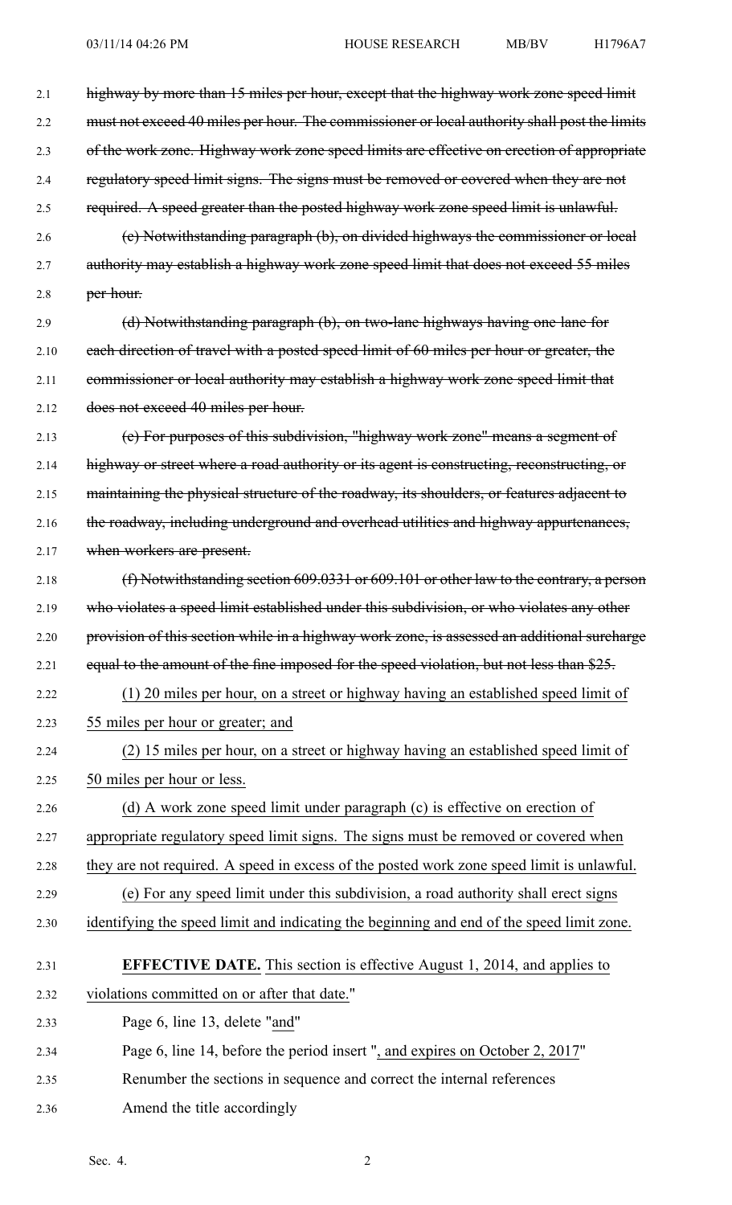~~highway by more than 15 miles per hour, except that the highway work zone speed limit must not exceed 40 miles per hour. The commissioner or local authority shall post the limits of the work zone. Highway work zone speed limits are effective on erection of appropriate regulatory speed limit signs. The signs must be removed or covered when they are not required. A speed greater than the posted highway work zone speed limit is unlawful.~~

~~(c) Notwithstanding paragraph (b), on divided highways the commissioner or local authority may establish a highway work zone speed limit that does not exceed 55 miles per hour.~~

~~(d) Notwithstanding paragraph (b), on two-lane highways having one lane for each direction of travel with a posted speed limit of 60 miles per hour or greater, the commissioner or local authority may establish a highway work zone speed limit that does not exceed 40 miles per hour.~~

~~(e) For purposes of this subdivision, "highway work zone" means a segment of highway or street where a road authority or its agent is constructing, reconstructing, or maintaining the physical structure of the roadway, its shoulders, or features adjacent to the roadway, including underground and overhead utilities and highway appurtenances, when workers are present.~~

~~(f) Notwithstanding section 609.0331 or 609.101 or other law to the contrary, a person who violates a speed limit established under this subdivision, or who violates any other provision of this section while in a highway work zone, is assessed an additional surcharge equal to the amount of the fine imposed for the speed violation, but not less than $25.~~

(1) 20 miles per hour, on a street or highway having an established speed limit of 55 miles per hour or greater; and

(2) 15 miles per hour, on a street or highway having an established speed limit of 50 miles per hour or less.

(d) A work zone speed limit under paragraph (c) is effective on erection of appropriate regulatory speed limit signs. The signs must be removed or covered when they are not required. A speed in excess of the posted work zone speed limit is unlawful.

(e) For any speed limit under this subdivision, a road authority shall erect signs identifying the speed limit and indicating the beginning and end of the speed limit zone.

**EFFECTIVE DATE.** This section is effective August 1, 2014, and applies to violations committed on or after that date."

Page 6, line 13, delete "and"

Page 6, line 14, before the period insert ", and expires on October 2, 2017"

Renumber the sections in sequence and correct the internal references

Amend the title accordingly